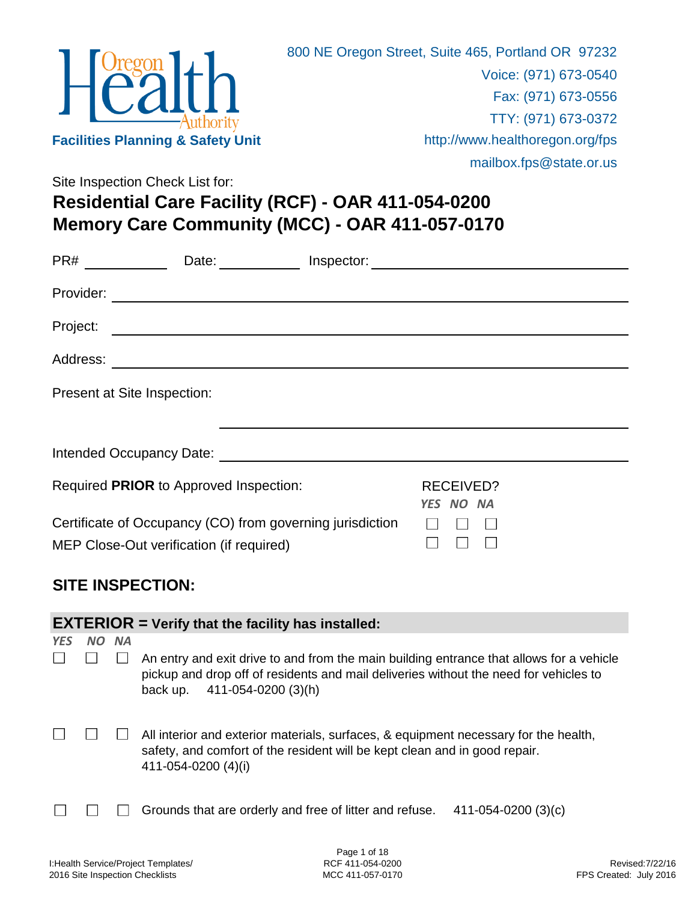Oregon Health Authority

**Facilities Planning & Safety Unit**

800 NE Oregon Street, Suite 465, Portland OR 97232
Voice: (971) 673-0540
Fax: (971) 673-0556
TTY: (971) 673-0372
http://www.healthoregon.org/fps
mailbox.fps@state.or.us

Site Inspection Check List for:

# Residential Care Facility (RCF) - OAR 411-054-0200
# Memory Care Community (MCC) - OAR 411-057-0170

PR# ____________ Date: ____________ Inspector: ______________________________

Provider: ______________________________________________

Project: ______________________________________________

Address: ______________________________________________

Present at Site Inspection:

______________________________________________

Intended Occupancy Date: ______________________________________________

| Required **PRIOR** to Approved Inspection: | RECEIVED? *YES* | *NO* | *NA* |
|---|---|---|---|
| Certificate of Occupancy (CO) from governing jurisdiction | ☐ | ☐ | ☐ |
| MEP Close-Out verification (if required) | ☐ | ☐ | ☐ |

## SITE INSPECTION:

### EXTERIOR = Verify that the facility has installed:

| *YES* | *NO* | *NA* | |
|---|---|---|---|
| ☐ | ☐ | ☐ | An entry and exit drive to and from the main building entrance that allows for a vehicle pickup and drop off of residents and mail deliveries without the need for vehicles to back up. 411-054-0200 (3)(h) |
| ☐ | ☐ | ☐ | All interior and exterior materials, surfaces, & equipment necessary for the health, safety, and comfort of the resident will be kept clean and in good repair. 411-054-0200 (4)(i) |
| ☐ | ☐ | ☐ | Grounds that are orderly and free of litter and refuse. 411-054-0200 (3)(c) |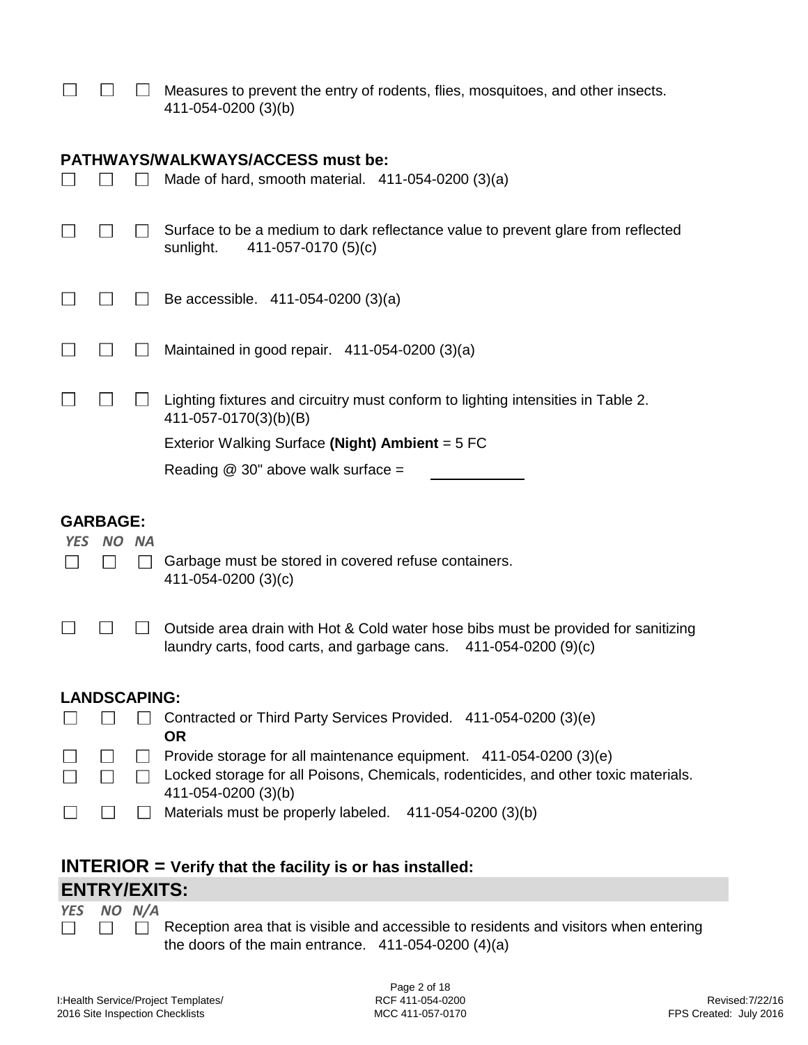☐ ☐ ☐ Measures to prevent the entry of rodents, flies, mosquitoes, and other insects. 411-054-0200 (3)(b)

**PATHWAYS/WALKWAYS/ACCESS must be:**

☐ ☐ ☐ Made of hard, smooth material. 411-054-0200 (3)(a)

☐ ☐ ☐ Surface to be a medium to dark reflectance value to prevent glare from reflected sunlight. 411-057-0170 (5)(c)

☐ ☐ ☐ Be accessible. 411-054-0200 (3)(a)

☐ ☐ ☐ Maintained in good repair. 411-054-0200 (3)(a)

☐ ☐ ☐ Lighting fixtures and circuitry must conform to lighting intensities in Table 2. 411-057-0170(3)(b)(B)

Exterior Walking Surface **(Night) Ambient** = 5 FC

Reading @ 30" above walk surface = ____________

**GARBAGE:**

*YES NO NA*

☐ ☐ ☐ Garbage must be stored in covered refuse containers. 411-054-0200 (3)(c)

☐ ☐ ☐ Outside area drain with Hot & Cold water hose bibs must be provided for sanitizing laundry carts, food carts, and garbage cans. 411-054-0200 (9)(c)

**LANDSCAPING:**

☐ ☐ ☐ Contracted or Third Party Services Provided. 411-054-0200 (3)(e)
**OR**

☐ ☐ ☐ Provide storage for all maintenance equipment. 411-054-0200 (3)(e)

☐ ☐ ☐ Locked storage for all Poisons, Chemicals, rodenticides, and other toxic materials. 411-054-0200 (3)(b)

☐ ☐ ☐ Materials must be properly labeled. 411-054-0200 (3)(b)

## INTERIOR = Verify that the facility is or has installed:

## ENTRY/EXITS:

*YES NO N/A*

☐ ☐ ☐ Reception area that is visible and accessible to residents and visitors when entering the doors of the main entrance. 411-054-0200 (4)(a)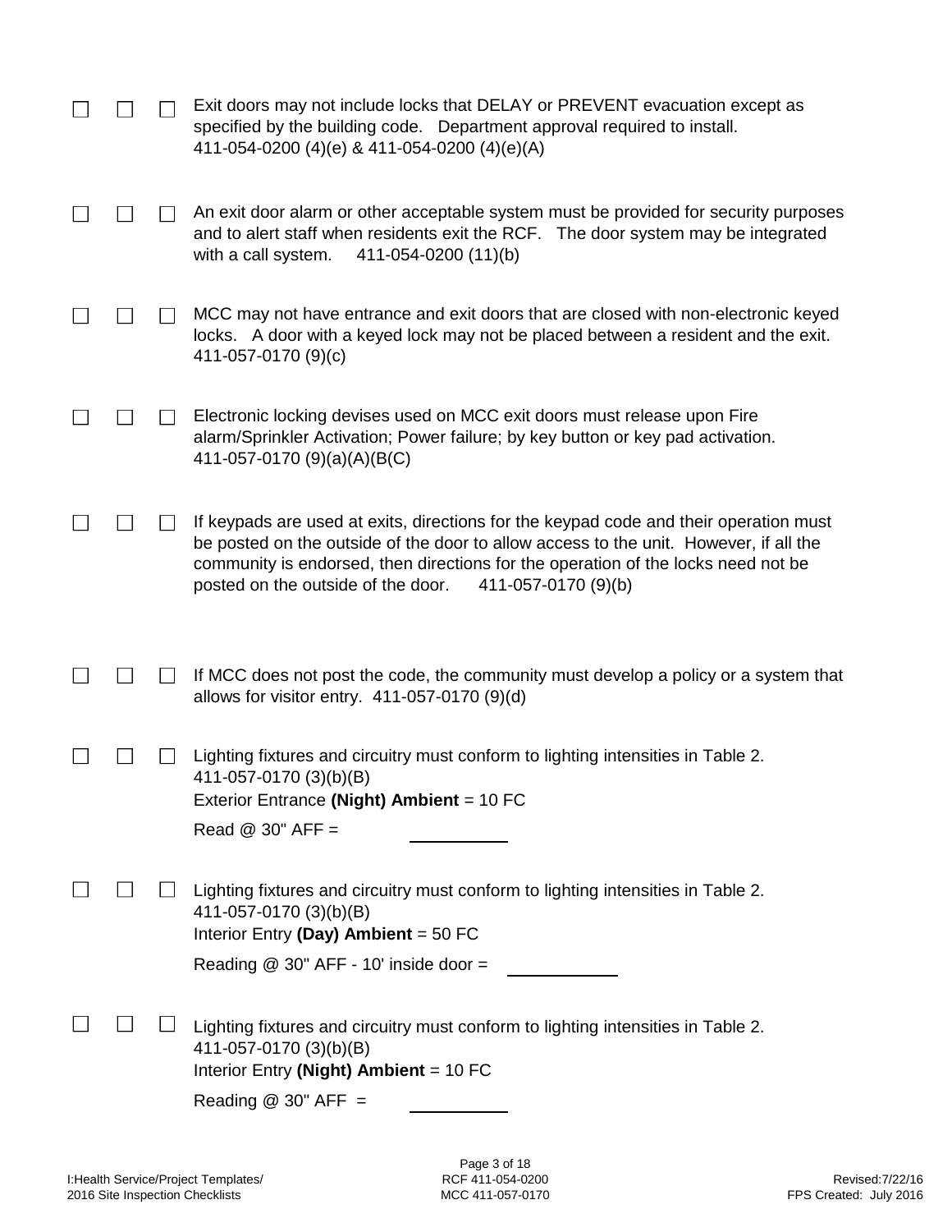☐ ☐ ☐ Exit doors may not include locks that DELAY or PREVENT evacuation except as specified by the building code. Department approval required to install. 411-054-0200 (4)(e) & 411-054-0200 (4)(e)(A)

☐ ☐ ☐ An exit door alarm or other acceptable system must be provided for security purposes and to alert staff when residents exit the RCF. The door system may be integrated with a call system. 411-054-0200 (11)(b)

☐ ☐ ☐ MCC may not have entrance and exit doors that are closed with non-electronic keyed locks. A door with a keyed lock may not be placed between a resident and the exit. 411-057-0170 (9)(c)

☐ ☐ ☐ Electronic locking devises used on MCC exit doors must release upon Fire alarm/Sprinkler Activation; Power failure; by key button or key pad activation. 411-057-0170 (9)(a)(A)(B(C)

☐ ☐ ☐ If keypads are used at exits, directions for the keypad code and their operation must be posted on the outside of the door to allow access to the unit. However, if all the community is endorsed, then directions for the operation of the locks need not be posted on the outside of the door. 411-057-0170 (9)(b)

☐ ☐ ☐ If MCC does not post the code, the community must develop a policy or a system that allows for visitor entry. 411-057-0170 (9)(d)

☐ ☐ ☐ Lighting fixtures and circuitry must conform to lighting intensities in Table 2. 411-057-0170 (3)(b)(B)
Exterior Entrance **(Night) Ambient** = 10 FC
Read @ 30" AFF = __________

☐ ☐ ☐ Lighting fixtures and circuitry must conform to lighting intensities in Table 2. 411-057-0170 (3)(b)(B)
Interior Entry **(Day) Ambient** = 50 FC
Reading @ 30" AFF - 10' inside door = __________

☐ ☐ ☐ Lighting fixtures and circuitry must conform to lighting intensities in Table 2. 411-057-0170 (3)(b)(B)
Interior Entry **(Night) Ambient** = 10 FC
Reading @ 30" AFF = __________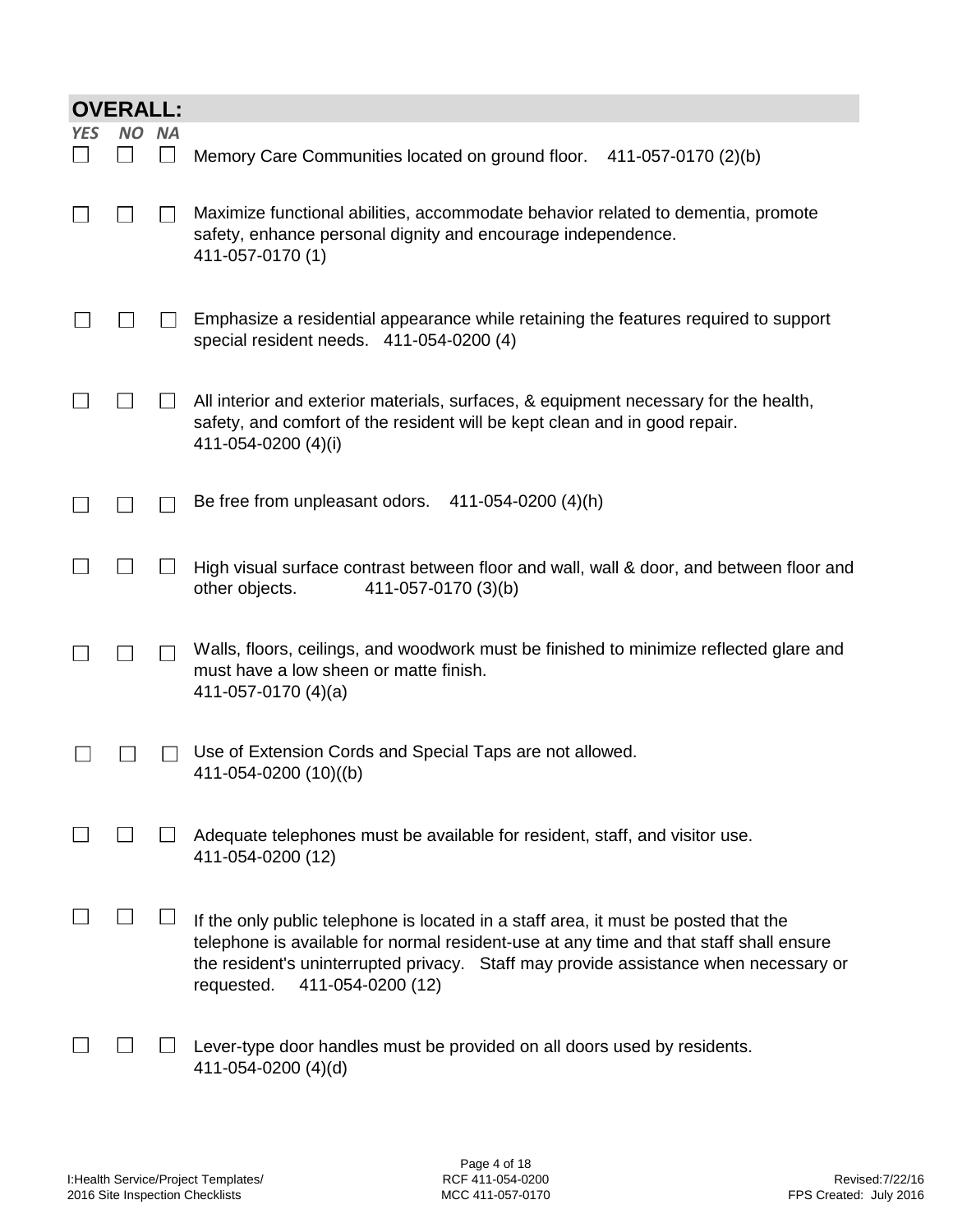## OVERALL:

| *YES* | *NO* | *NA* | |
|---|---|---|---|
| ☐ | ☐ | ☐ | Memory Care Communities located on ground floor. 411-057-0170 (2)(b) |
| ☐ | ☐ | ☐ | Maximize functional abilities, accommodate behavior related to dementia, promote safety, enhance personal dignity and encourage independence. 411-057-0170 (1) |
| ☐ | ☐ | ☐ | Emphasize a residential appearance while retaining the features required to support special resident needs. 411-054-0200 (4) |
| ☐ | ☐ | ☐ | All interior and exterior materials, surfaces, & equipment necessary for the health, safety, and comfort of the resident will be kept clean and in good repair. 411-054-0200 (4)(i) |
| ☐ | ☐ | ☐ | Be free from unpleasant odors. 411-054-0200 (4)(h) |
| ☐ | ☐ | ☐ | High visual surface contrast between floor and wall, wall & door, and between floor and other objects. 411-057-0170 (3)(b) |
| ☐ | ☐ | ☐ | Walls, floors, ceilings, and woodwork must be finished to minimize reflected glare and must have a low sheen or matte finish. 411-057-0170 (4)(a) |
| ☐ | ☐ | ☐ | Use of Extension Cords and Special Taps are not allowed. 411-054-0200 (10)((b) |
| ☐ | ☐ | ☐ | Adequate telephones must be available for resident, staff, and visitor use. 411-054-0200 (12) |
| ☐ | ☐ | ☐ | If the only public telephone is located in a staff area, it must be posted that the telephone is available for normal resident-use at any time and that staff shall ensure the resident's uninterrupted privacy. Staff may provide assistance when necessary or requested. 411-054-0200 (12) |
| ☐ | ☐ | ☐ | Lever-type door handles must be provided on all doors used by residents. 411-054-0200 (4)(d) |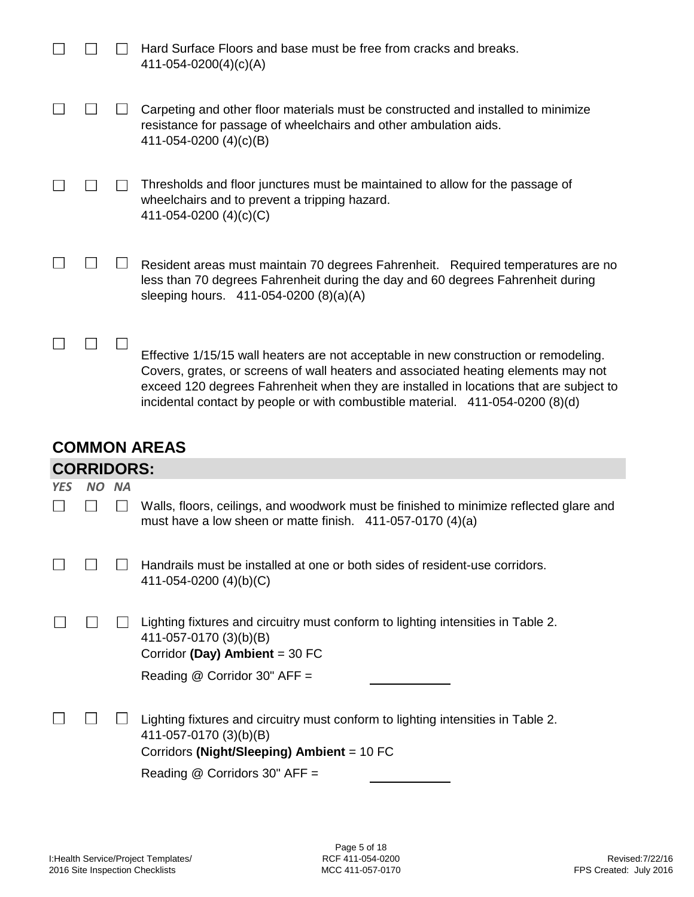| | | | |
|---|---|---|---|
| ☐ | ☐ | ☐ | Hard Surface Floors and base must be free from cracks and breaks. 411-054-0200(4)(c)(A) |
| ☐ | ☐ | ☐ | Carpeting and other floor materials must be constructed and installed to minimize resistance for passage of wheelchairs and other ambulation aids. 411-054-0200 (4)(c)(B) |
| ☐ | ☐ | ☐ | Thresholds and floor junctures must be maintained to allow for the passage of wheelchairs and to prevent a tripping hazard. 411-054-0200 (4)(c)(C) |
| ☐ | ☐ | ☐ | Resident areas must maintain 70 degrees Fahrenheit. Required temperatures are no less than 70 degrees Fahrenheit during the day and 60 degrees Fahrenheit during sleeping hours. 411-054-0200 (8)(a)(A) |
| ☐ | ☐ | ☐ | Effective 1/15/15 wall heaters are not acceptable in new construction or remodeling. Covers, grates, or screens of wall heaters and associated heating elements may not exceed 120 degrees Fahrenheit when they are installed in locations that are subject to incidental contact by people or with combustible material. 411-054-0200 (8)(d) |

## COMMON AREAS

### CORRIDORS:

| *YES* | *NO* | *NA* | |
|---|---|---|---|
| ☐ | ☐ | ☐ | Walls, floors, ceilings, and woodwork must be finished to minimize reflected glare and must have a low sheen or matte finish. 411-057-0170 (4)(a) |
| ☐ | ☐ | ☐ | Handrails must be installed at one or both sides of resident-use corridors. 411-054-0200 (4)(b)(C) |
| ☐ | ☐ | ☐ | Lighting fixtures and circuitry must conform to lighting intensities in Table 2. 411-057-0170 (3)(b)(B)<br>Corridor **(Day) Ambient** = 30 FC<br>Reading @ Corridor 30" AFF = ________ |
| ☐ | ☐ | ☐ | Lighting fixtures and circuitry must conform to lighting intensities in Table 2. 411-057-0170 (3)(b)(B)<br>Corridors **(Night/Sleeping) Ambient** = 10 FC<br>Reading @ Corridors 30" AFF = ________ |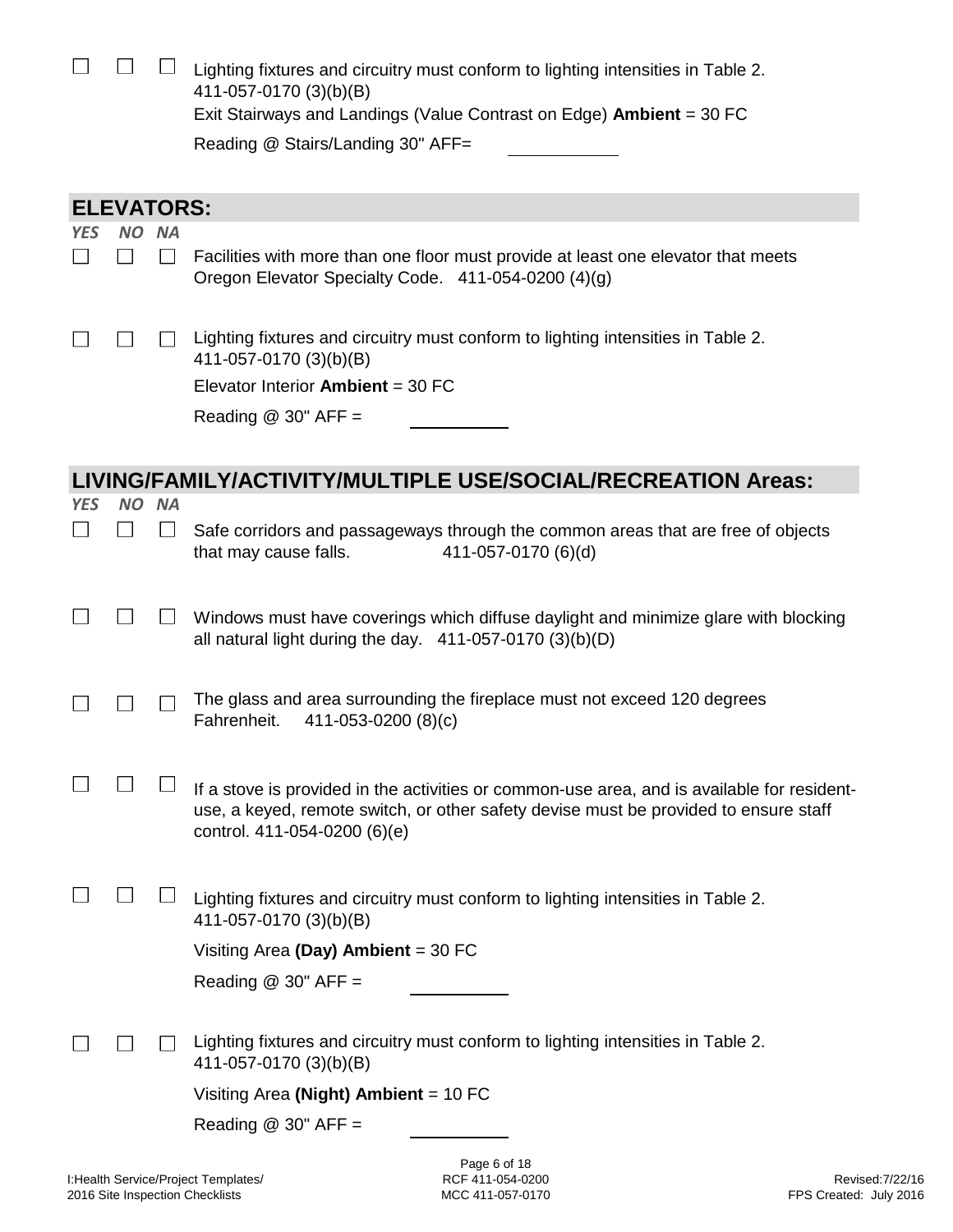☐ ☐ ☐ Lighting fixtures and circuitry must conform to lighting intensities in Table 2. 411-057-0170 (3)(b)(B)

Exit Stairways and Landings (Value Contrast on Edge) **Ambient** = 30 FC

Reading @ Stairs/Landing 30" AFF= ____________

## ELEVATORS:

*YES NO NA*

☐ ☐ ☐ Facilities with more than one floor must provide at least one elevator that meets Oregon Elevator Specialty Code. 411-054-0200 (4)(g)

☐ ☐ ☐ Lighting fixtures and circuitry must conform to lighting intensities in Table 2. 411-057-0170 (3)(b)(B)

Elevator Interior **Ambient** = 30 FC

Reading @ 30" AFF = ____________

## LIVING/FAMILY/ACTIVITY/MULTIPLE USE/SOCIAL/RECREATION Areas:

*YES NO NA*

☐ ☐ ☐ Safe corridors and passageways through the common areas that are free of objects that may cause falls. 411-057-0170 (6)(d)

☐ ☐ ☐ Windows must have coverings which diffuse daylight and minimize glare with blocking all natural light during the day. 411-057-0170 (3)(b)(D)

☐ ☐ ☐ The glass and area surrounding the fireplace must not exceed 120 degrees Fahrenheit. 411-053-0200 (8)(c)

☐ ☐ ☐ If a stove is provided in the activities or common-use area, and is available for resident-use, a keyed, remote switch, or other safety devise must be provided to ensure staff control. 411-054-0200 (6)(e)

☐ ☐ ☐ Lighting fixtures and circuitry must conform to lighting intensities in Table 2. 411-057-0170 (3)(b)(B)

Visiting Area **(Day) Ambient** = 30 FC

Reading @ 30" AFF = ____________

☐ ☐ ☐ Lighting fixtures and circuitry must conform to lighting intensities in Table 2. 411-057-0170 (3)(b)(B)

Visiting Area **(Night) Ambient** = 10 FC

Reading @ 30" AFF = ____________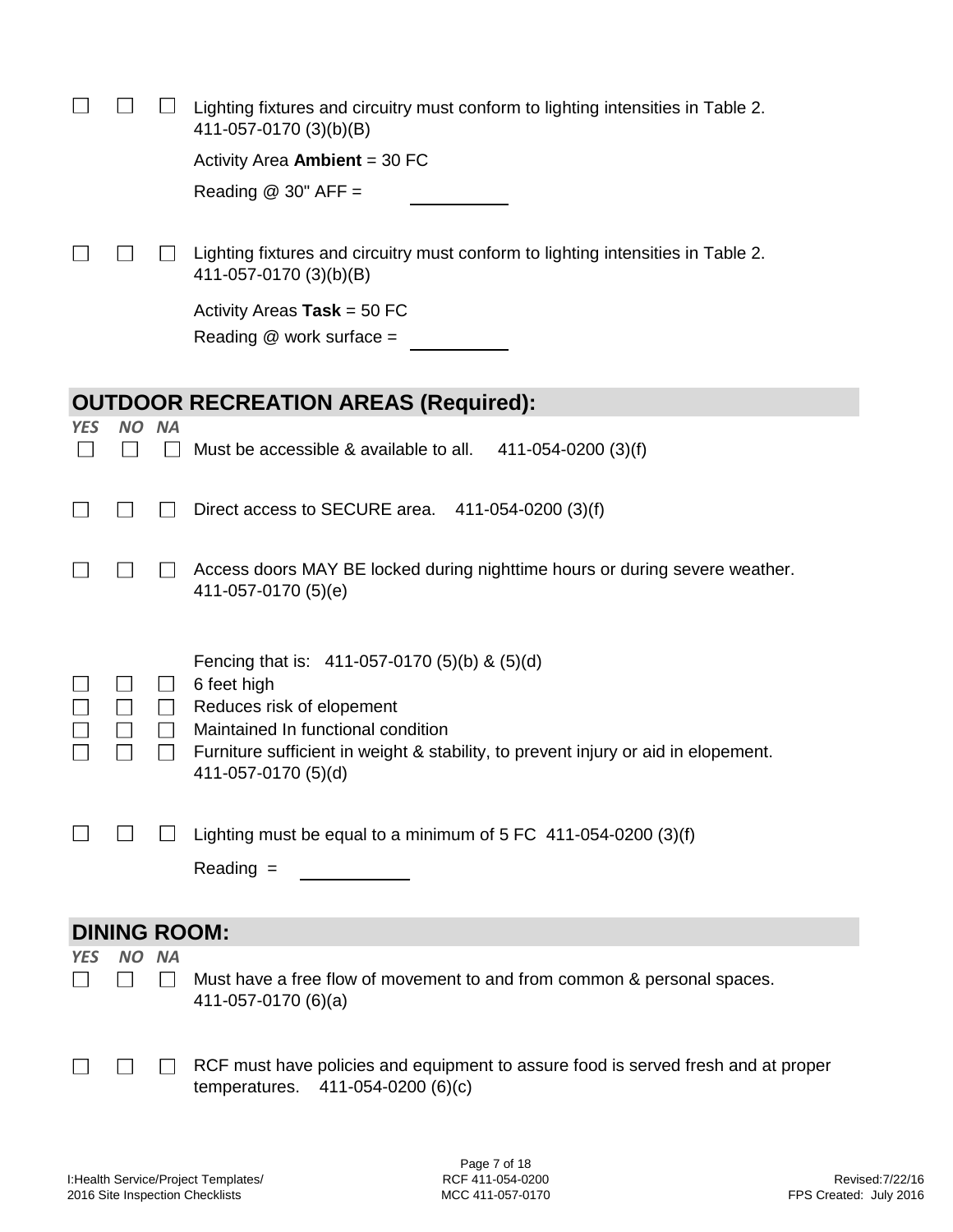☐ ☐ ☐ Lighting fixtures and circuitry must conform to lighting intensities in Table 2. 411-057-0170 (3)(b)(B)

Activity Area **Ambient** = 30 FC

Reading @ 30" AFF = __________

☐ ☐ ☐ Lighting fixtures and circuitry must conform to lighting intensities in Table 2. 411-057-0170 (3)(b)(B)

Activity Areas **Task** = 50 FC

Reading @ work surface = __________

## OUTDOOR RECREATION AREAS (Required):

| *YES* | *NO* | *NA* | |
|---|---|---|---|
| ☐ | ☐ | ☐ | Must be accessible & available to all. 411-054-0200 (3)(f) |
| ☐ | ☐ | ☐ | Direct access to SECURE area. 411-054-0200 (3)(f) |
| ☐ | ☐ | ☐ | Access doors MAY BE locked during nighttime hours or during severe weather. 411-057-0170 (5)(e) |
| | | | Fencing that is: 411-057-0170 (5)(b) & (5)(d) |
| ☐ | ☐ | ☐ | 6 feet high |
| ☐ | ☐ | ☐ | Reduces risk of elopement |
| ☐ | ☐ | ☐ | Maintained In functional condition |
| ☐ | ☐ | ☐ | Furniture sufficient in weight & stability, to prevent injury or aid in elopement. 411-057-0170 (5)(d) |
| ☐ | ☐ | ☐ | Lighting must be equal to a minimum of 5 FC 411-054-0200 (3)(f)<br>Reading = __________ |

## DINING ROOM:

| *YES* | *NO* | *NA* | |
|---|---|---|---|
| ☐ | ☐ | ☐ | Must have a free flow of movement to and from common & personal spaces. 411-057-0170 (6)(a) |
| ☐ | ☐ | ☐ | RCF must have policies and equipment to assure food is served fresh and at proper temperatures. 411-054-0200 (6)(c) |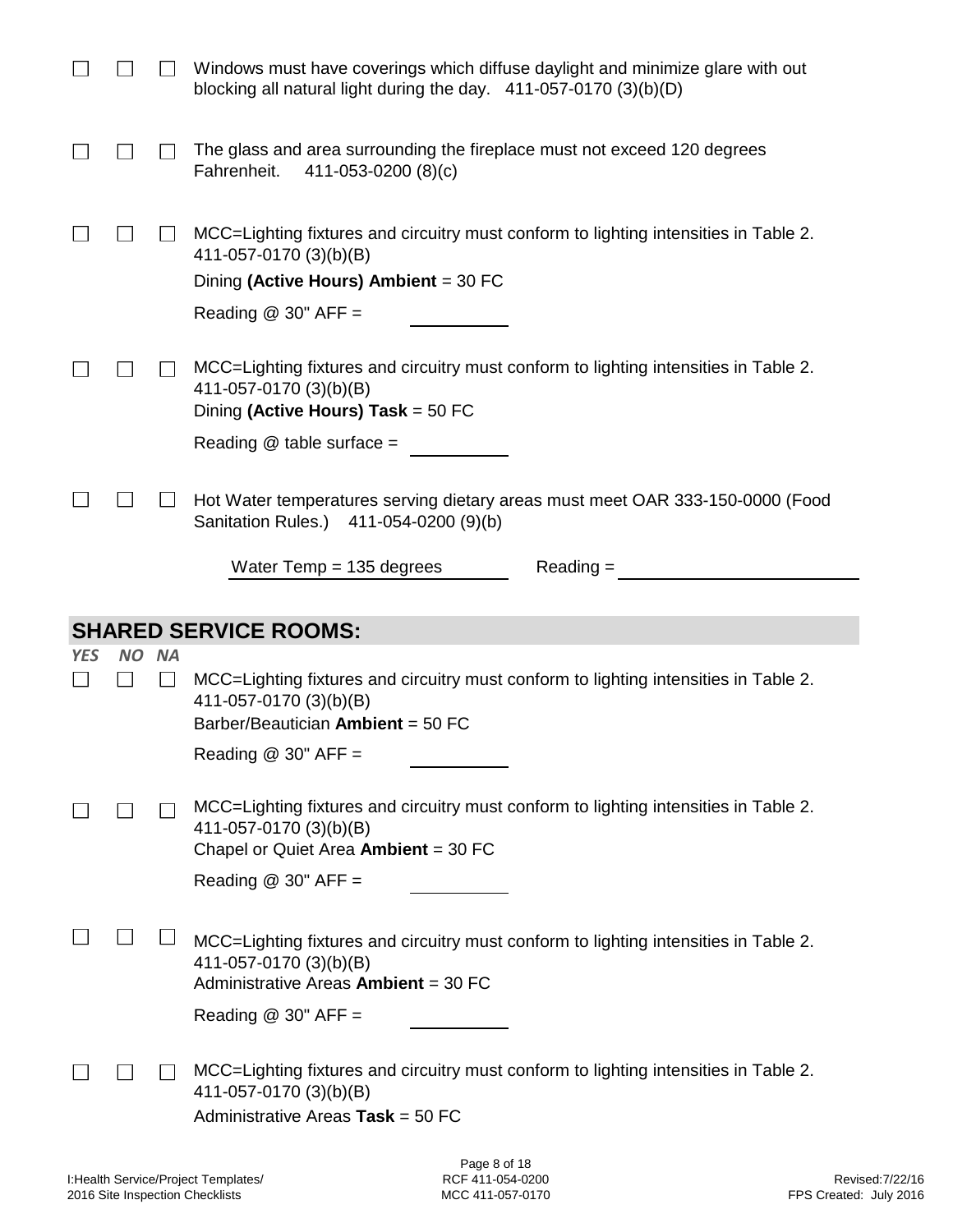☐ ☐ ☐ Windows must have coverings which diffuse daylight and minimize glare with out blocking all natural light during the day. 411-057-0170 (3)(b)(D)

☐ ☐ ☐ The glass and area surrounding the fireplace must not exceed 120 degrees Fahrenheit. 411-053-0200 (8)(c)

☐ ☐ ☐ MCC=Lighting fixtures and circuitry must conform to lighting intensities in Table 2. 411-057-0170 (3)(b)(B)

Dining **(Active Hours) Ambient** = 30 FC

Reading @ 30" AFF = __________

☐ ☐ ☐ MCC=Lighting fixtures and circuitry must conform to lighting intensities in Table 2. 411-057-0170 (3)(b)(B)

Dining **(Active Hours) Task** = 50 FC

Reading @ table surface = __________

☐ ☐ ☐ Hot Water temperatures serving dietary areas must meet OAR 333-150-0000 (Food Sanitation Rules.) 411-054-0200 (9)(b)

Water Temp = 135 degrees Reading = __________

## SHARED SERVICE ROOMS:

*YES NO NA*

☐ ☐ ☐ MCC=Lighting fixtures and circuitry must conform to lighting intensities in Table 2. 411-057-0170 (3)(b)(B)

Barber/Beautician **Ambient** = 50 FC

Reading @ 30" AFF = __________

☐ ☐ ☐ MCC=Lighting fixtures and circuitry must conform to lighting intensities in Table 2. 411-057-0170 (3)(b)(B)

Chapel or Quiet Area **Ambient** = 30 FC

Reading @ 30" AFF = __________

☐ ☐ ☐ MCC=Lighting fixtures and circuitry must conform to lighting intensities in Table 2. 411-057-0170 (3)(b)(B)

Administrative Areas **Ambient** = 30 FC

Reading @ 30" AFF = __________

☐ ☐ ☐ MCC=Lighting fixtures and circuitry must conform to lighting intensities in Table 2. 411-057-0170 (3)(b)(B)

Administrative Areas **Task** = 50 FC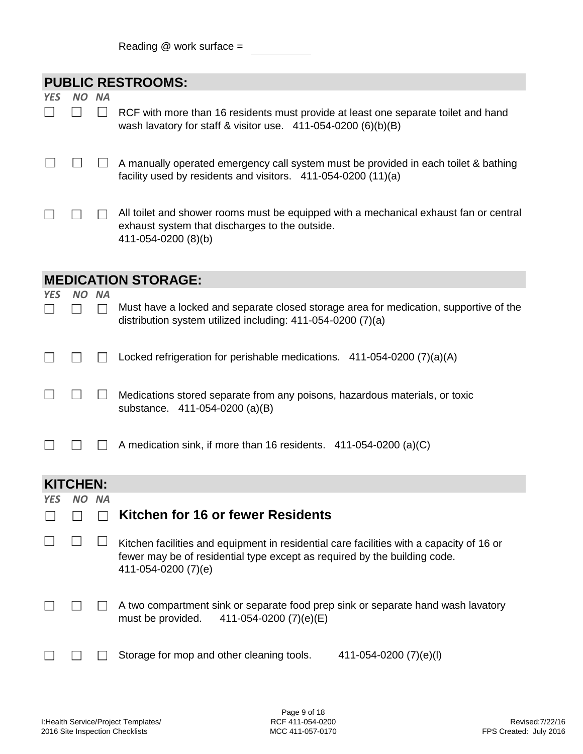Reading @ work surface = ________

## PUBLIC RESTROOMS:

| YES | NO | NA | |
|---|---|---|---|
| ☐ | ☐ | ☐ | RCF with more than 16 residents must provide at least one separate toilet and hand wash lavatory for staff & visitor use. 411-054-0200 (6)(b)(B) |
| ☐ | ☐ | ☐ | A manually operated emergency call system must be provided in each toilet & bathing facility used by residents and visitors. 411-054-0200 (11)(a) |
| ☐ | ☐ | ☐ | All toilet and shower rooms must be equipped with a mechanical exhaust fan or central exhaust system that discharges to the outside. 411-054-0200 (8)(b) |

## MEDICATION STORAGE:

| YES | NO | NA | |
|---|---|---|---|
| ☐ | ☐ | ☐ | Must have a locked and separate closed storage area for medication, supportive of the distribution system utilized including: 411-054-0200 (7)(a) |
| ☐ | ☐ | ☐ | Locked refrigeration for perishable medications. 411-054-0200 (7)(a)(A) |
| ☐ | ☐ | ☐ | Medications stored separate from any poisons, hazardous materials, or toxic substance. 411-054-0200 (a)(B) |
| ☐ | ☐ | ☐ | A medication sink, if more than 16 residents. 411-054-0200 (a)(C) |

## KITCHEN:

| YES | NO | NA | |
|---|---|---|---|
| ☐ | ☐ | ☐ | **Kitchen for 16 or fewer Residents** |
| ☐ | ☐ | ☐ | Kitchen facilities and equipment in residential care facilities with a capacity of 16 or fewer may be of residential type except as required by the building code. 411-054-0200 (7)(e) |
| ☐ | ☐ | ☐ | A two compartment sink or separate food prep sink or separate hand wash lavatory must be provided. 411-054-0200 (7)(e)(E) |
| ☐ | ☐ | ☐ | Storage for mop and other cleaning tools. 411-054-0200 (7)(e)(l) |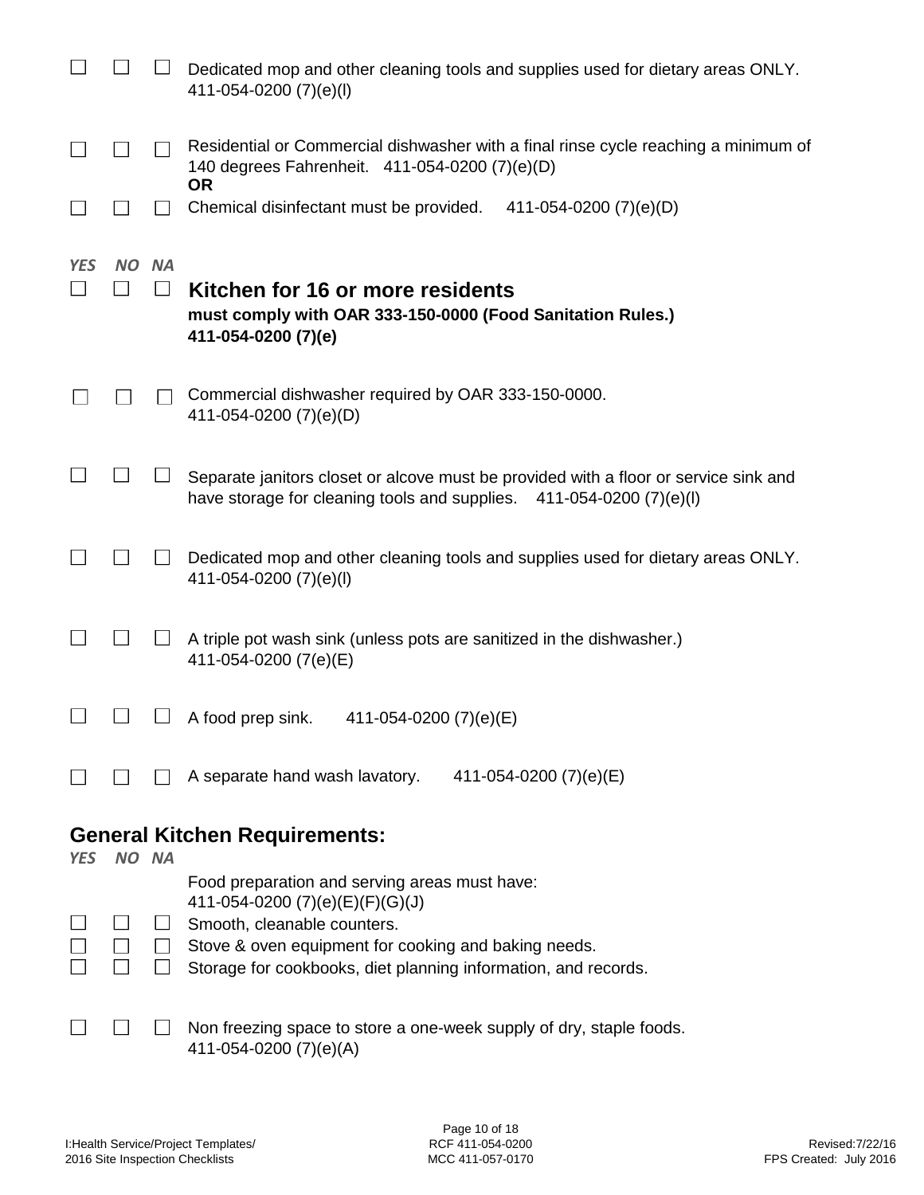☐ ☐ ☐ Dedicated mop and other cleaning tools and supplies used for dietary areas ONLY. 411-054-0200 (7)(e)(l)

☐ ☐ ☐ Residential or Commercial dishwasher with a final rinse cycle reaching a minimum of 140 degrees Fahrenheit. 411-054-0200 (7)(e)(D)
**OR**
☐ ☐ ☐ Chemical disinfectant must be provided. 411-054-0200 (7)(e)(D)

*YES NO NA*

☐ ☐ ☐ **Kitchen for 16 or more residents**
**must comply with OAR 333-150-0000 (Food Sanitation Rules.) 411-054-0200 (7)(e)**

☐ ☐ ☐ Commercial dishwasher required by OAR 333-150-0000. 411-054-0200 (7)(e)(D)

☐ ☐ ☐ Separate janitors closet or alcove must be provided with a floor or service sink and have storage for cleaning tools and supplies. 411-054-0200 (7)(e)(l)

☐ ☐ ☐ Dedicated mop and other cleaning tools and supplies used for dietary areas ONLY. 411-054-0200 (7)(e)(l)

☐ ☐ ☐ A triple pot wash sink (unless pots are sanitized in the dishwasher.) 411-054-0200 (7(e)(E)

☐ ☐ ☐ A food prep sink. 411-054-0200 (7)(e)(E)

☐ ☐ ☐ A separate hand wash lavatory. 411-054-0200 (7)(e)(E)

## General Kitchen Requirements:

*YES NO NA*

Food preparation and serving areas must have:
411-054-0200 (7)(e)(E)(F)(G)(J)

☐ ☐ ☐ Smooth, cleanable counters.
☐ ☐ ☐ Stove & oven equipment for cooking and baking needs.
☐ ☐ ☐ Storage for cookbooks, diet planning information, and records.

☐ ☐ ☐ Non freezing space to store a one-week supply of dry, staple foods. 411-054-0200 (7)(e)(A)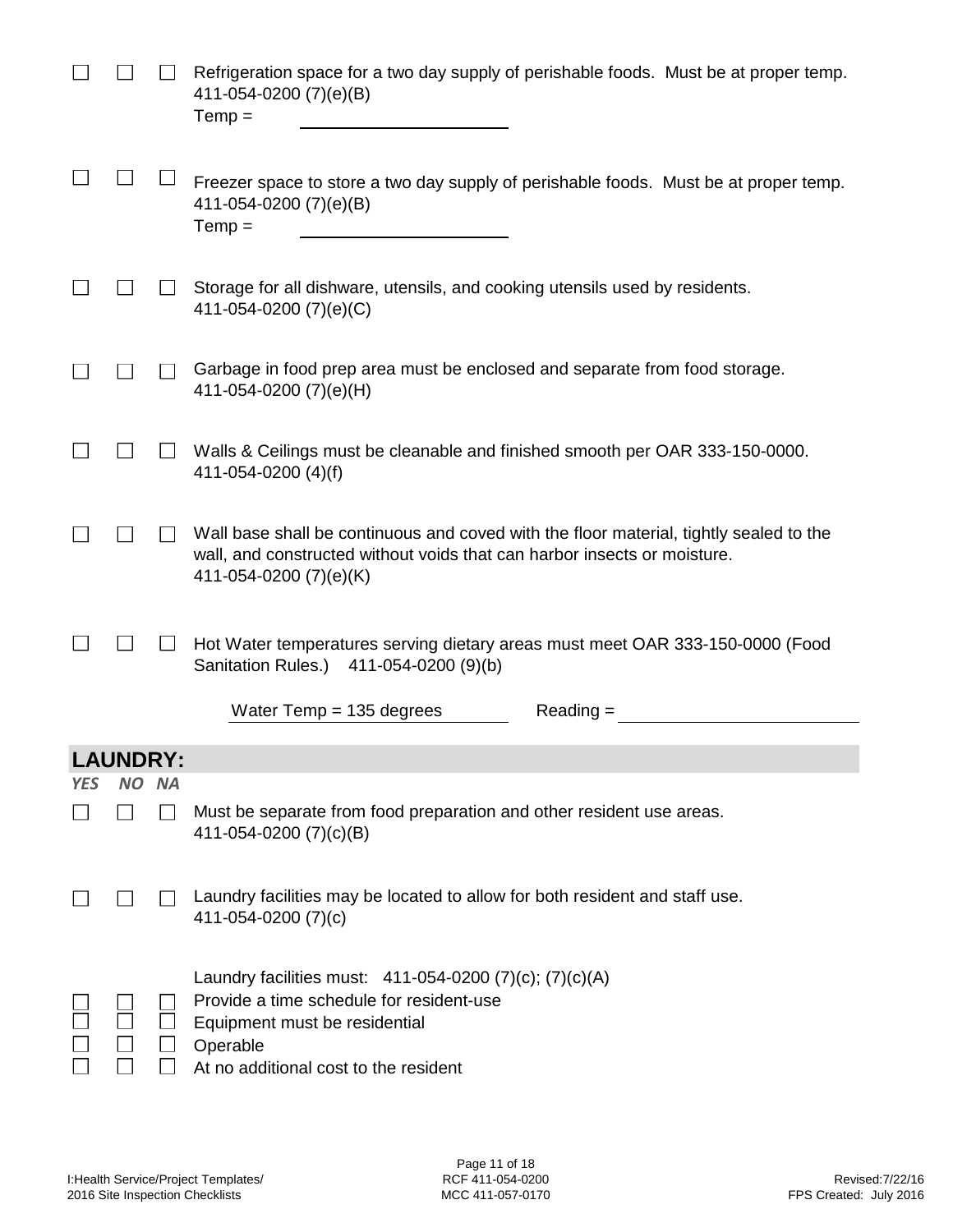☐ ☐ ☐ Refrigeration space for a two day supply of perishable foods. Must be at proper temp. 411-054-0200 (7)(e)(B)
Temp = ____________________

☐ ☐ ☐ Freezer space to store a two day supply of perishable foods. Must be at proper temp. 411-054-0200 (7)(e)(B)
Temp = ____________________

☐ ☐ ☐ Storage for all dishware, utensils, and cooking utensils used by residents. 411-054-0200 (7)(e)(C)

☐ ☐ ☐ Garbage in food prep area must be enclosed and separate from food storage. 411-054-0200 (7)(e)(H)

☐ ☐ ☐ Walls & Ceilings must be cleanable and finished smooth per OAR 333-150-0000. 411-054-0200 (4)(f)

☐ ☐ ☐ Wall base shall be continuous and coved with the floor material, tightly sealed to the wall, and constructed without voids that can harbor insects or moisture. 411-054-0200 (7)(e)(K)

☐ ☐ ☐ Hot Water temperatures serving dietary areas must meet OAR 333-150-0000 (Food Sanitation Rules.) 411-054-0200 (9)(b)

Water Temp = 135 degrees Reading = ____________________

## LAUNDRY:

***YES NO NA***

☐ ☐ ☐ Must be separate from food preparation and other resident use areas. 411-054-0200 (7)(c)(B)

☐ ☐ ☐ Laundry facilities may be located to allow for both resident and staff use. 411-054-0200 (7)(c)

Laundry facilities must: 411-054-0200 (7)(c); (7)(c)(A)

☐ ☐ ☐ Provide a time schedule for resident-use
☐ ☐ ☐ Equipment must be residential
☐ ☐ ☐ Operable
☐ ☐ ☐ At no additional cost to the resident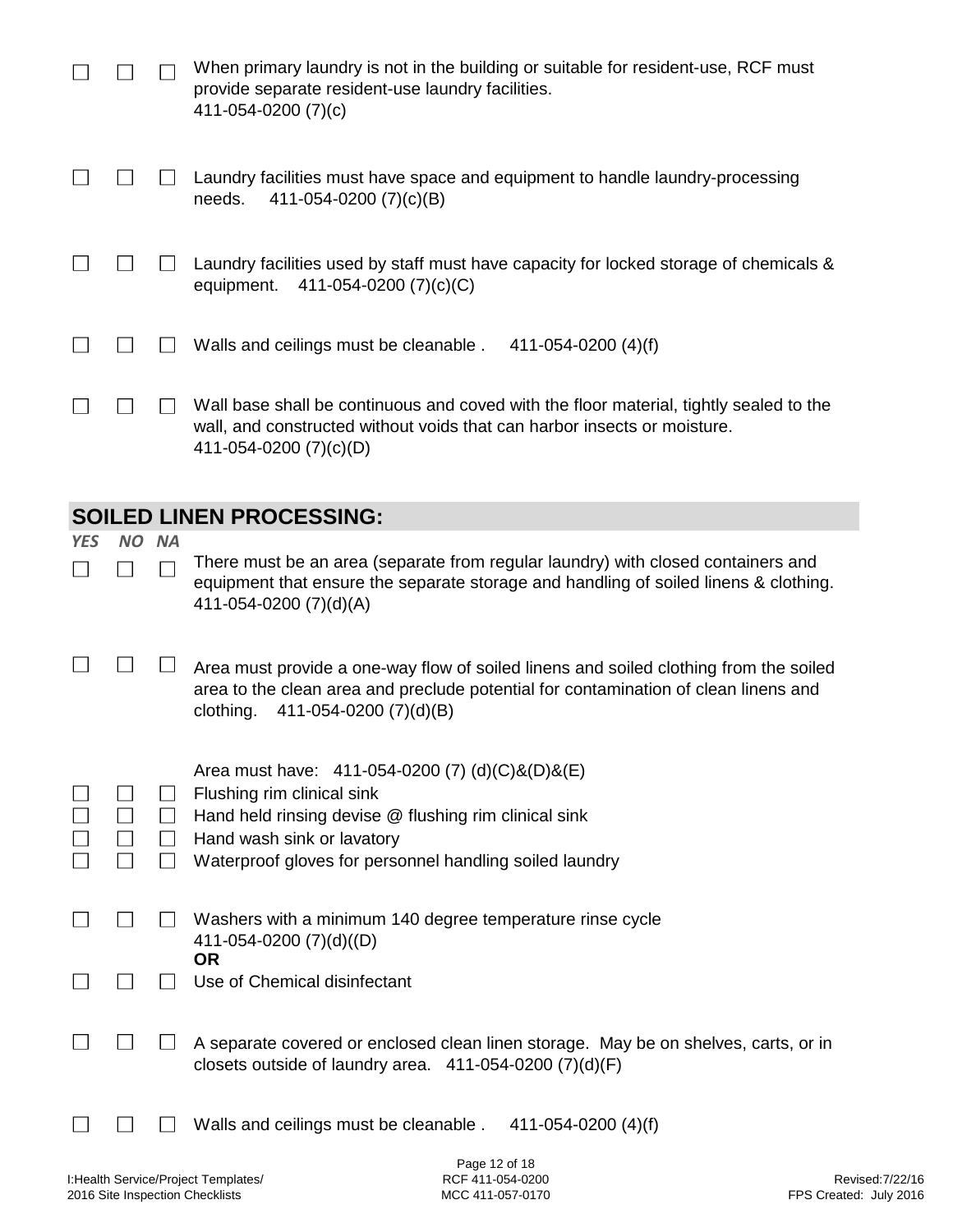| | | | |
|---|---|---|---|
| ☐ | ☐ | ☐ | When primary laundry is not in the building or suitable for resident-use, RCF must provide separate resident-use laundry facilities. 411-054-0200 (7)(c) |
| ☐ | ☐ | ☐ | Laundry facilities must have space and equipment to handle laundry-processing needs. 411-054-0200 (7)(c)(B) |
| ☐ | ☐ | ☐ | Laundry facilities used by staff must have capacity for locked storage of chemicals & equipment. 411-054-0200 (7)(c)(C) |
| ☐ | ☐ | ☐ | Walls and ceilings must be cleanable . 411-054-0200 (4)(f) |
| ☐ | ☐ | ☐ | Wall base shall be continuous and coved with the floor material, tightly sealed to the wall, and constructed without voids that can harbor insects or moisture. 411-054-0200 (7)(c)(D) |

## SOILED LINEN PROCESSING:

| *YES* | *NO* | *NA* | |
|---|---|---|---|
| ☐ | ☐ | ☐ | There must be an area (separate from regular laundry) with closed containers and equipment that ensure the separate storage and handling of soiled linens & clothing. 411-054-0200 (7)(d)(A) |
| ☐ | ☐ | ☐ | Area must provide a one-way flow of soiled linens and soiled clothing from the soiled area to the clean area and preclude potential for contamination of clean linens and clothing. 411-054-0200 (7)(d)(B) |
| | | | Area must have: 411-054-0200 (7) (d)(C)&(D)&(E) |
| ☐ | ☐ | ☐ | Flushing rim clinical sink |
| ☐ | ☐ | ☐ | Hand held rinsing devise @ flushing rim clinical sink |
| ☐ | ☐ | ☐ | Hand wash sink or lavatory |
| ☐ | ☐ | ☐ | Waterproof gloves for personnel handling soiled laundry |
| ☐ | ☐ | ☐ | Washers with a minimum 140 degree temperature rinse cycle 411-054-0200 (7)(d)((D) **OR** |
| ☐ | ☐ | ☐ | Use of Chemical disinfectant |
| ☐ | ☐ | ☐ | A separate covered or enclosed clean linen storage. May be on shelves, carts, or in closets outside of laundry area. 411-054-0200 (7)(d)(F) |
| ☐ | ☐ | ☐ | Walls and ceilings must be cleanable . 411-054-0200 (4)(f) |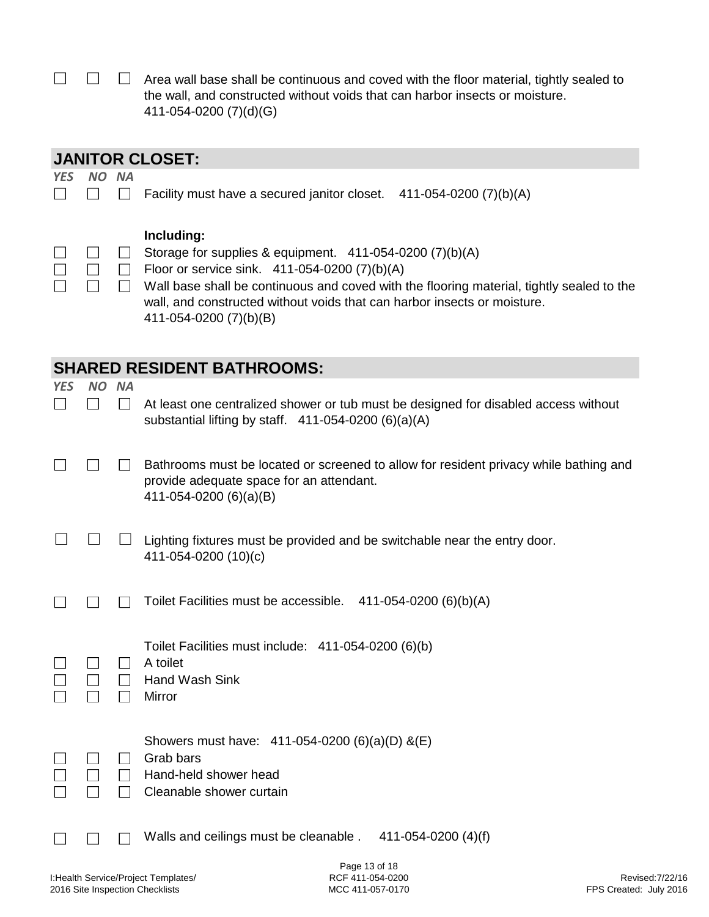☐ ☐ ☐ Area wall base shall be continuous and coved with the floor material, tightly sealed to the wall, and constructed without voids that can harbor insects or moisture. 411-054-0200 (7)(d)(G)

## JANITOR CLOSET:

*YES NO NA*

☐ ☐ ☐ Facility must have a secured janitor closet. 411-054-0200 (7)(b)(A)

**Including:**

☐ ☐ ☐ Storage for supplies & equipment. 411-054-0200 (7)(b)(A)

☐ ☐ ☐ Floor or service sink. 411-054-0200 (7)(b)(A)

☐ ☐ ☐ Wall base shall be continuous and coved with the flooring material, tightly sealed to the wall, and constructed without voids that can harbor insects or moisture. 411-054-0200 (7)(b)(B)

## SHARED RESIDENT BATHROOMS:

*YES NO NA*

☐ ☐ ☐ At least one centralized shower or tub must be designed for disabled access without substantial lifting by staff. 411-054-0200 (6)(a)(A)

☐ ☐ ☐ Bathrooms must be located or screened to allow for resident privacy while bathing and provide adequate space for an attendant. 411-054-0200 (6)(a)(B)

☐ ☐ ☐ Lighting fixtures must be provided and be switchable near the entry door. 411-054-0200 (10)(c)

☐ ☐ ☐ Toilet Facilities must be accessible. 411-054-0200 (6)(b)(A)

Toilet Facilities must include: 411-054-0200 (6)(b)

☐ ☐ ☐ A toilet

☐ ☐ ☐ Hand Wash Sink

☐ ☐ ☐ Mirror

Showers must have: 411-054-0200 (6)(a)(D) &(E)

☐ ☐ ☐ Grab bars

☐ ☐ ☐ Hand-held shower head

☐ ☐ ☐ Cleanable shower curtain

☐ ☐ ☐ Walls and ceilings must be cleanable . 411-054-0200 (4)(f)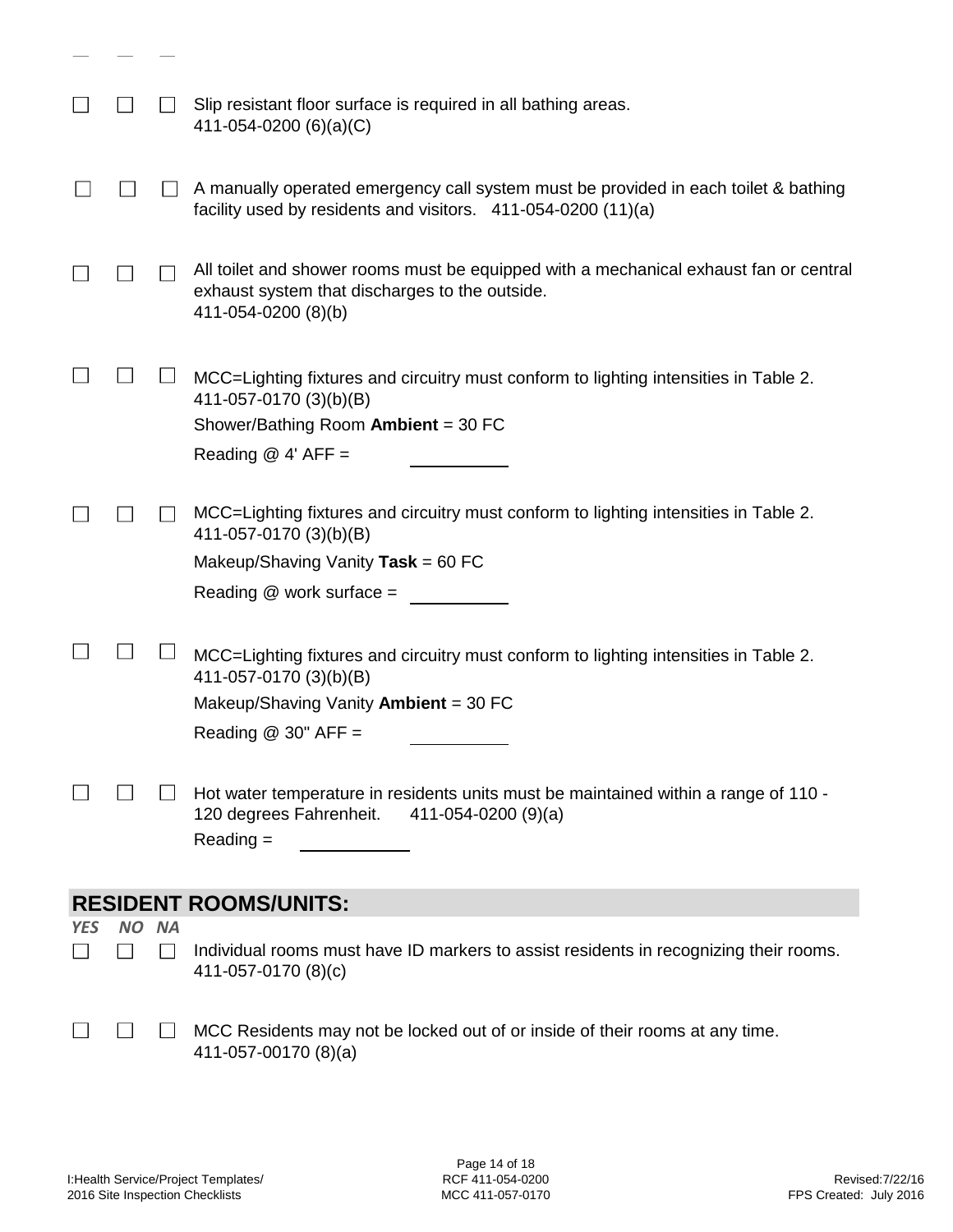☐ ☐ ☐ Slip resistant floor surface is required in all bathing areas.
411-054-0200 (6)(a)(C)

☐ ☐ ☐ A manually operated emergency call system must be provided in each toilet & bathing facility used by residents and visitors. 411-054-0200 (11)(a)

☐ ☐ ☐ All toilet and shower rooms must be equipped with a mechanical exhaust fan or central exhaust system that discharges to the outside.
411-054-0200 (8)(b)

☐ ☐ ☐ MCC=Lighting fixtures and circuitry must conform to lighting intensities in Table 2.
411-057-0170 (3)(b)(B)
Shower/Bathing Room **Ambient** = 30 FC
Reading @ 4' AFF = __________

☐ ☐ ☐ MCC=Lighting fixtures and circuitry must conform to lighting intensities in Table 2.
411-057-0170 (3)(b)(B)
Makeup/Shaving Vanity **Task** = 60 FC
Reading @ work surface = __________

☐ ☐ ☐ MCC=Lighting fixtures and circuitry must conform to lighting intensities in Table 2.
411-057-0170 (3)(b)(B)
Makeup/Shaving Vanity **Ambient** = 30 FC
Reading @ 30" AFF = __________

☐ ☐ ☐ Hot water temperature in residents units must be maintained within a range of 110 - 120 degrees Fahrenheit. 411-054-0200 (9)(a)
Reading = __________

## RESIDENT ROOMS/UNITS:

*YES NO NA*

☐ ☐ ☐ Individual rooms must have ID markers to assist residents in recognizing their rooms.
411-057-0170 (8)(c)

☐ ☐ ☐ MCC Residents may not be locked out of or inside of their rooms at any time.
411-057-00170 (8)(a)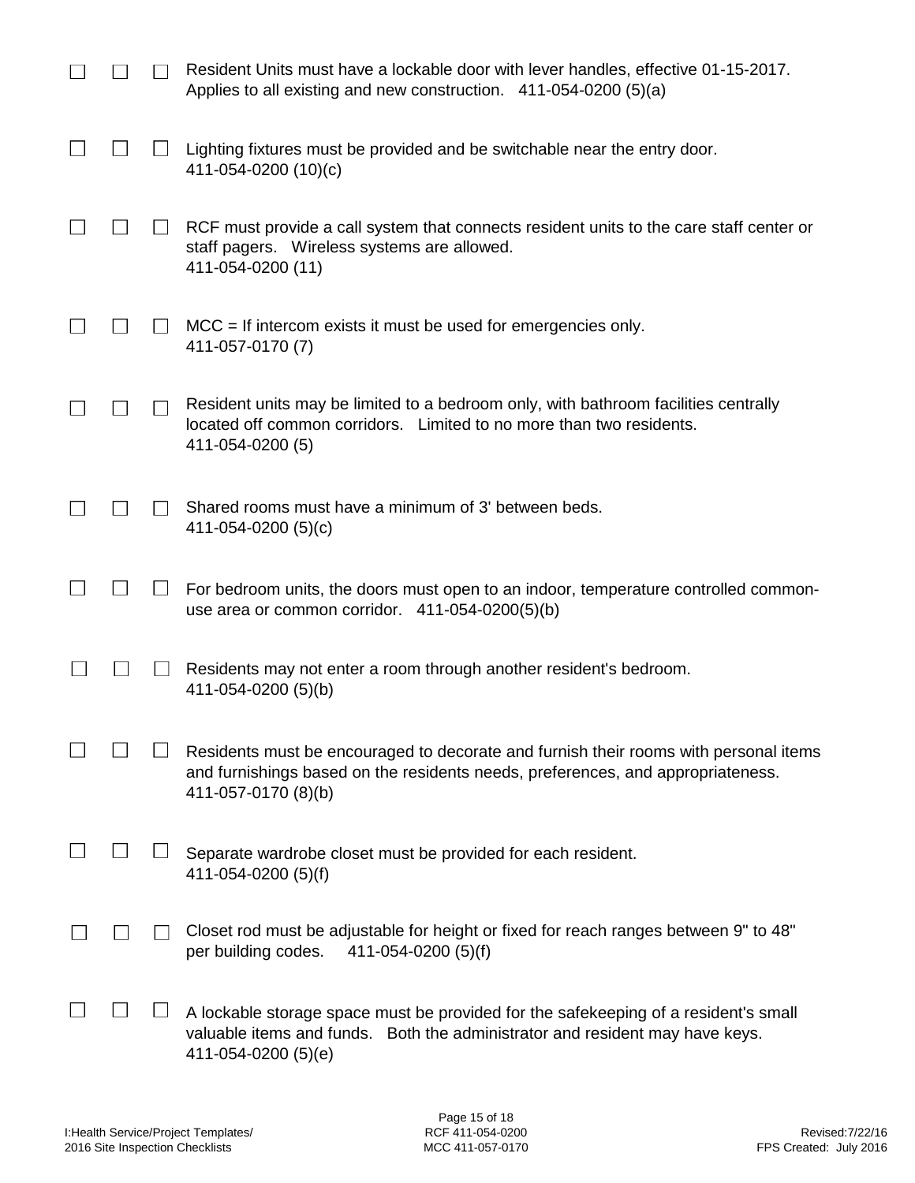☐ ☐ ☐ Resident Units must have a lockable door with lever handles, effective 01-15-2017. Applies to all existing and new construction. 411-054-0200 (5)(a)

☐ ☐ ☐ Lighting fixtures must be provided and be switchable near the entry door. 411-054-0200 (10)(c)

☐ ☐ ☐ RCF must provide a call system that connects resident units to the care staff center or staff pagers. Wireless systems are allowed. 411-054-0200 (11)

☐ ☐ ☐ MCC = If intercom exists it must be used for emergencies only. 411-057-0170 (7)

☐ ☐ ☐ Resident units may be limited to a bedroom only, with bathroom facilities centrally located off common corridors. Limited to no more than two residents. 411-054-0200 (5)

☐ ☐ ☐ Shared rooms must have a minimum of 3' between beds. 411-054-0200 (5)(c)

☐ ☐ ☐ For bedroom units, the doors must open to an indoor, temperature controlled common-use area or common corridor. 411-054-0200(5)(b)

☐ ☐ ☐ Residents may not enter a room through another resident's bedroom. 411-054-0200 (5)(b)

☐ ☐ ☐ Residents must be encouraged to decorate and furnish their rooms with personal items and furnishings based on the residents needs, preferences, and appropriateness. 411-057-0170 (8)(b)

☐ ☐ ☐ Separate wardrobe closet must be provided for each resident. 411-054-0200 (5)(f)

☐ ☐ ☐ Closet rod must be adjustable for height or fixed for reach ranges between 9" to 48" per building codes. 411-054-0200 (5)(f)

☐ ☐ ☐ A lockable storage space must be provided for the safekeeping of a resident's small valuable items and funds. Both the administrator and resident may have keys. 411-054-0200 (5)(e)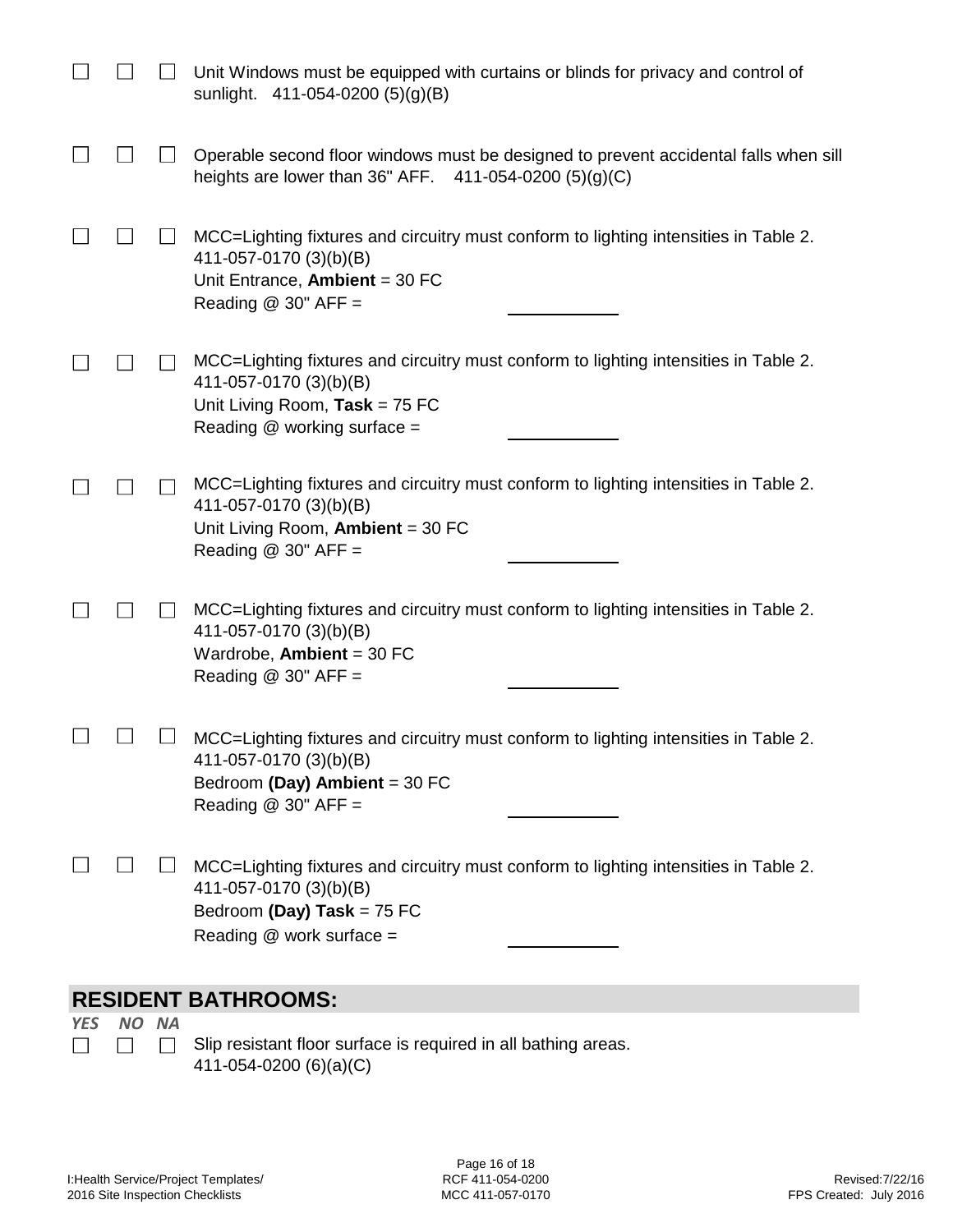☐ ☐ ☐ Unit Windows must be equipped with curtains or blinds for privacy and control of sunlight. 411-054-0200 (5)(g)(B)

☐ ☐ ☐ Operable second floor windows must be designed to prevent accidental falls when sill heights are lower than 36" AFF. 411-054-0200 (5)(g)(C)

☐ ☐ ☐ MCC=Lighting fixtures and circuitry must conform to lighting intensities in Table 2. 411-057-0170 (3)(b)(B)
Unit Entrance, **Ambient** = 30 FC
Reading @ 30" AFF = ___________

☐ ☐ ☐ MCC=Lighting fixtures and circuitry must conform to lighting intensities in Table 2. 411-057-0170 (3)(b)(B)
Unit Living Room, **Task** = 75 FC
Reading @ working surface = ___________

☐ ☐ ☐ MCC=Lighting fixtures and circuitry must conform to lighting intensities in Table 2. 411-057-0170 (3)(b)(B)
Unit Living Room, **Ambient** = 30 FC
Reading @ 30" AFF = ___________

☐ ☐ ☐ MCC=Lighting fixtures and circuitry must conform to lighting intensities in Table 2. 411-057-0170 (3)(b)(B)
Wardrobe, **Ambient** = 30 FC
Reading @ 30" AFF = ___________

☐ ☐ ☐ MCC=Lighting fixtures and circuitry must conform to lighting intensities in Table 2. 411-057-0170 (3)(b)(B)
Bedroom **(Day) Ambient** = 30 FC
Reading @ 30" AFF = ___________

☐ ☐ ☐ MCC=Lighting fixtures and circuitry must conform to lighting intensities in Table 2. 411-057-0170 (3)(b)(B)
Bedroom **(Day) Task** = 75 FC
Reading @ work surface = ___________

## RESIDENT BATHROOMS:

*YES NO NA*

☐ ☐ ☐ Slip resistant floor surface is required in all bathing areas. 411-054-0200 (6)(a)(C)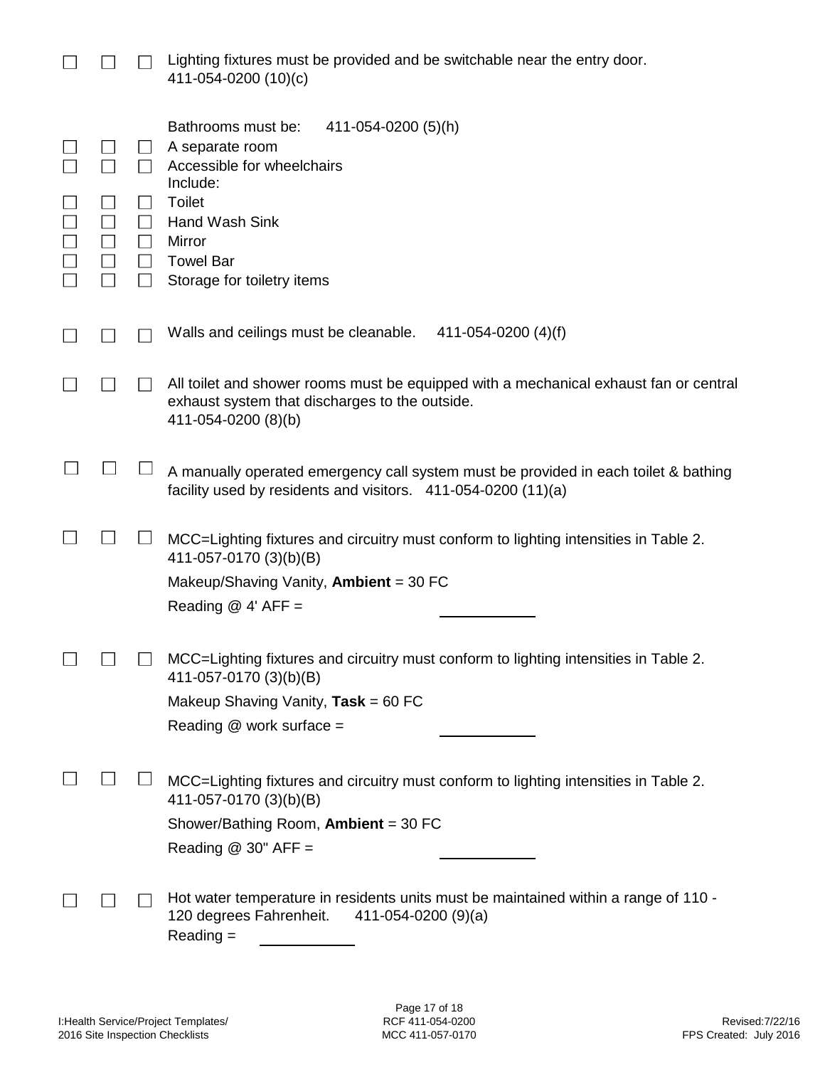| | | | |
|---|---|---|---|
| ☐ | ☐ | ☐ | Lighting fixtures must be provided and be switchable near the entry door. 411-054-0200 (10)(c) |
| | | | Bathrooms must be: 411-054-0200 (5)(h) |
| ☐ | ☐ | ☐ | A separate room |
| ☐ | ☐ | ☐ | Accessible for wheelchairs |
| | | | Include: |
| ☐ | ☐ | ☐ | Toilet |
| ☐ | ☐ | ☐ | Hand Wash Sink |
| ☐ | ☐ | ☐ | Mirror |
| ☐ | ☐ | ☐ | Towel Bar |
| ☐ | ☐ | ☐ | Storage for toiletry items |
| ☐ | ☐ | ☐ | Walls and ceilings must be cleanable. 411-054-0200 (4)(f) |
| ☐ | ☐ | ☐ | All toilet and shower rooms must be equipped with a mechanical exhaust fan or central exhaust system that discharges to the outside. 411-054-0200 (8)(b) |
| ☐ | ☐ | ☐ | A manually operated emergency call system must be provided in each toilet & bathing facility used by residents and visitors. 411-054-0200 (11)(a) |
| ☐ | ☐ | ☐ | MCC=Lighting fixtures and circuitry must conform to lighting intensities in Table 2. 411-057-0170 (3)(b)(B)<br>Makeup/Shaving Vanity, **Ambient** = 30 FC<br>Reading @ 4' AFF = ____________ |
| ☐ | ☐ | ☐ | MCC=Lighting fixtures and circuitry must conform to lighting intensities in Table 2. 411-057-0170 (3)(b)(B)<br>Makeup Shaving Vanity, **Task** = 60 FC<br>Reading @ work surface = ____________ |
| ☐ | ☐ | ☐ | MCC=Lighting fixtures and circuitry must conform to lighting intensities in Table 2. 411-057-0170 (3)(b)(B)<br>Shower/Bathing Room, **Ambient** = 30 FC<br>Reading @ 30" AFF = ____________ |
| ☐ | ☐ | ☐ | Hot water temperature in residents units must be maintained within a range of 110 - 120 degrees Fahrenheit. 411-054-0200 (9)(a)<br>Reading = ____________ |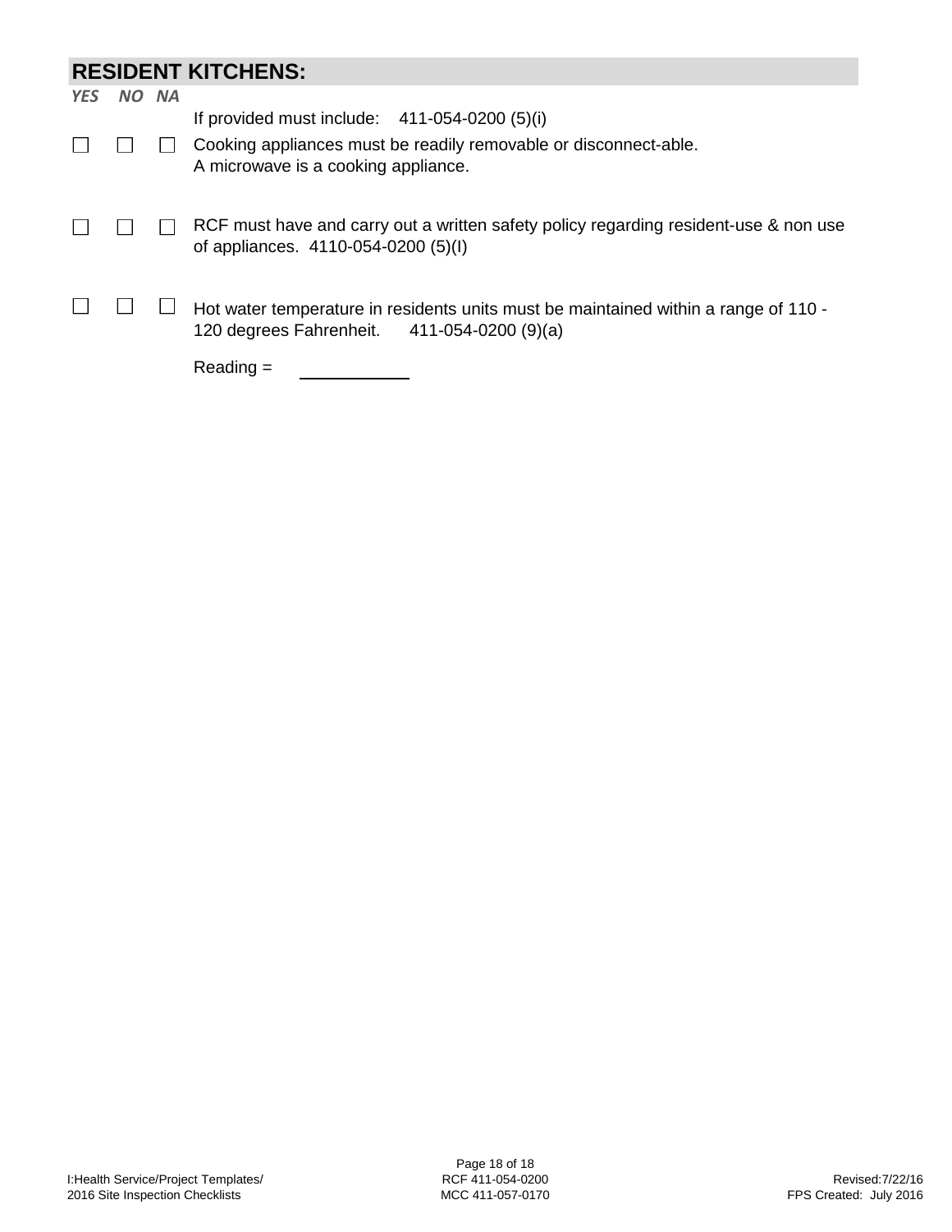## RESIDENT KITCHENS:

| *YES* | *NO* | *NA* | |
|---|---|---|---|
| | | | If provided must include: 411-054-0200 (5)(i) |
| ☐ | ☐ | ☐ | Cooking appliances must be readily removable or disconnect-able. A microwave is a cooking appliance. |
| ☐ | ☐ | ☐ | RCF must have and carry out a written safety policy regarding resident-use & non use of appliances. 4110-054-0200 (5)(I) |
| ☐ | ☐ | ☐ | Hot water temperature in residents units must be maintained within a range of 110 - 120 degrees Fahrenheit. 411-054-0200 (9)(a)<br>Reading = ___________ |